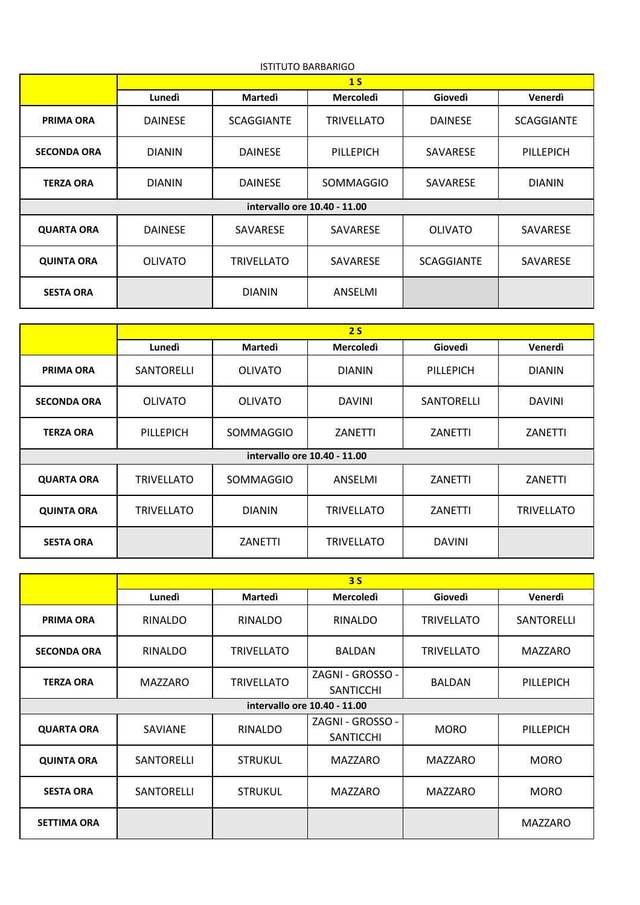ISTITUTO BARBARIGO

| | 1 S | | | | |
|---|---|---|---|---|---|
| | Lunedì | Martedì | Mercoledì | Giovedì | Venerdì |
| **PRIMA ORA** | DAINESE | SCAGGIANTE | TRIVELLATO | DAINESE | SCAGGIANTE |
| **SECONDA ORA** | DIANIN | DAINESE | PILLEPICH | SAVARESE | PILLEPICH |
| **TERZA ORA** | DIANIN | DAINESE | SOMMAGGIO | SAVARESE | DIANIN |
| **intervallo ore 10.40 - 11.00** | | | | | |
| **QUARTA ORA** | DAINESE | SAVARESE | SAVARESE | OLIVATO | SAVARESE |
| **QUINTA ORA** | OLIVATO | TRIVELLATO | SAVARESE | SCAGGIANTE | SAVARESE |
| **SESTA ORA** | | DIANIN | ANSELMI | | |

| | 2 S | | | | |
|---|---|---|---|---|---|
| | Lunedì | Martedì | Mercoledì | Giovedì | Venerdì |
| **PRIMA ORA** | SANTORELLI | OLIVATO | DIANIN | PILLEPICH | DIANIN |
| **SECONDA ORA** | OLIVATO | OLIVATO | DAVINI | SANTORELLI | DAVINI |
| **TERZA ORA** | PILLEPICH | SOMMAGGIO | ZANETTI | ZANETTI | ZANETTI |
| **intervallo ore 10.40 - 11.00** | | | | | |
| **QUARTA ORA** | TRIVELLATO | SOMMAGGIO | ANSELMI | ZANETTI | ZANETTI |
| **QUINTA ORA** | TRIVELLATO | DIANIN | TRIVELLATO | ZANETTI | TRIVELLATO |
| **SESTA ORA** | | ZANETTI | TRIVELLATO | DAVINI | |

| | 3 S | | | | |
|---|---|---|---|---|---|
| | Lunedì | Martedì | Mercoledì | Giovedì | Venerdì |
| **PRIMA ORA** | RINALDO | RINALDO | RINALDO | TRIVELLATO | SANTORELLI |
| **SECONDA ORA** | RINALDO | TRIVELLATO | BALDAN | TRIVELLATO | MAZZARO |
| **TERZA ORA** | MAZZARO | TRIVELLATO | ZAGNI - GROSSO - SANTICCHI | BALDAN | PILLEPICH |
| **intervallo ore 10.40 - 11.00** | | | | | |
| **QUARTA ORA** | SAVIANE | RINALDO | ZAGNI - GROSSO - SANTICCHI | MORO | PILLEPICH |
| **QUINTA ORA** | SANTORELLI | STRUKUL | MAZZARO | MAZZARO | MORO |
| **SESTA ORA** | SANTORELLI | STRUKUL | MAZZARO | MAZZARO | MORO |
| **SETTIMA ORA** | | | | | MAZZARO |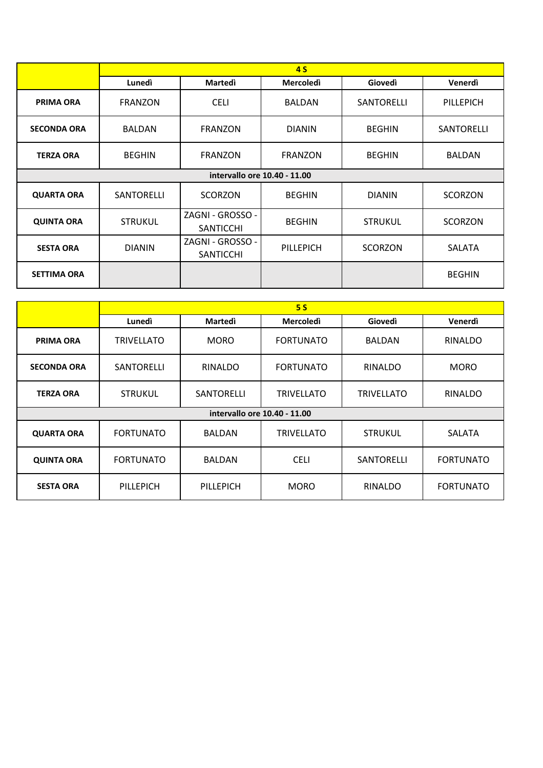| | 4 S | | | | |
|---|---|---|---|---|---|
| | Lunedì | Martedì | Mercoledì | Giovedì | Venerdì |
| **PRIMA ORA** | FRANZON | CELI | BALDAN | SANTORELLI | PILLEPICH |
| **SECONDA ORA** | BALDAN | FRANZON | DIANIN | BEGHIN | SANTORELLI |
| **TERZA ORA** | BEGHIN | FRANZON | FRANZON | BEGHIN | BALDAN |
| **intervallo ore 10.40 - 11.00** | | | | | |
| **QUARTA ORA** | SANTORELLI | SCORZON | BEGHIN | DIANIN | SCORZON |
| **QUINTA ORA** | STRUKUL | ZAGNI - GROSSO - SANTICCHI | BEGHIN | STRUKUL | SCORZON |
| **SESTA ORA** | DIANIN | ZAGNI - GROSSO - SANTICCHI | PILLEPICH | SCORZON | SALATA |
| **SETTIMA ORA** | | | | | BEGHIN |

| | 5 S | | | | |
|---|---|---|---|---|---|
| | Lunedì | Martedì | Mercoledì | Giovedì | Venerdì |
| **PRIMA ORA** | TRIVELLATO | MORO | FORTUNATO | BALDAN | RINALDO |
| **SECONDA ORA** | SANTORELLI | RINALDO | FORTUNATO | RINALDO | MORO |
| **TERZA ORA** | STRUKUL | SANTORELLI | TRIVELLATO | TRIVELLATO | RINALDO |
| **intervallo ore 10.40 - 11.00** | | | | | |
| **QUARTA ORA** | FORTUNATO | BALDAN | TRIVELLATO | STRUKUL | SALATA |
| **QUINTA ORA** | FORTUNATO | BALDAN | CELI | SANTORELLI | FORTUNATO |
| **SESTA ORA** | PILLEPICH | PILLEPICH | MORO | RINALDO | FORTUNATO |